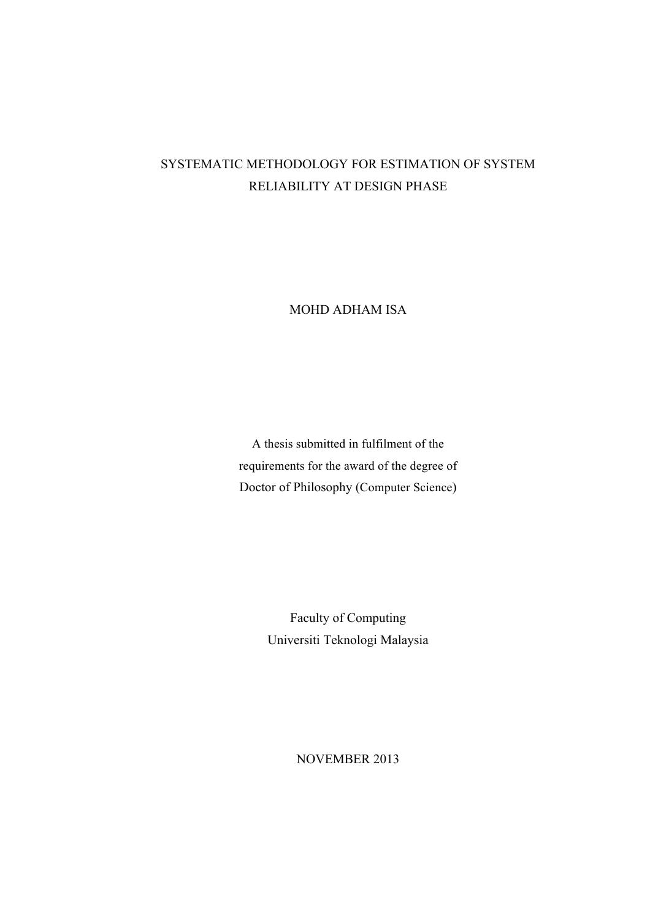# SYSTEMATIC METHODOLOGY FOR ESTIMATION OF SYSTEM RELIABILITY AT DESIGN PHASE

MOHD ADHAM ISA

A thesis submitted in fulfilment of the
requirements for the award of the degree of
Doctor of Philosophy (Computer Science)

Faculty of Computing
Universiti Teknologi Malaysia

NOVEMBER 2013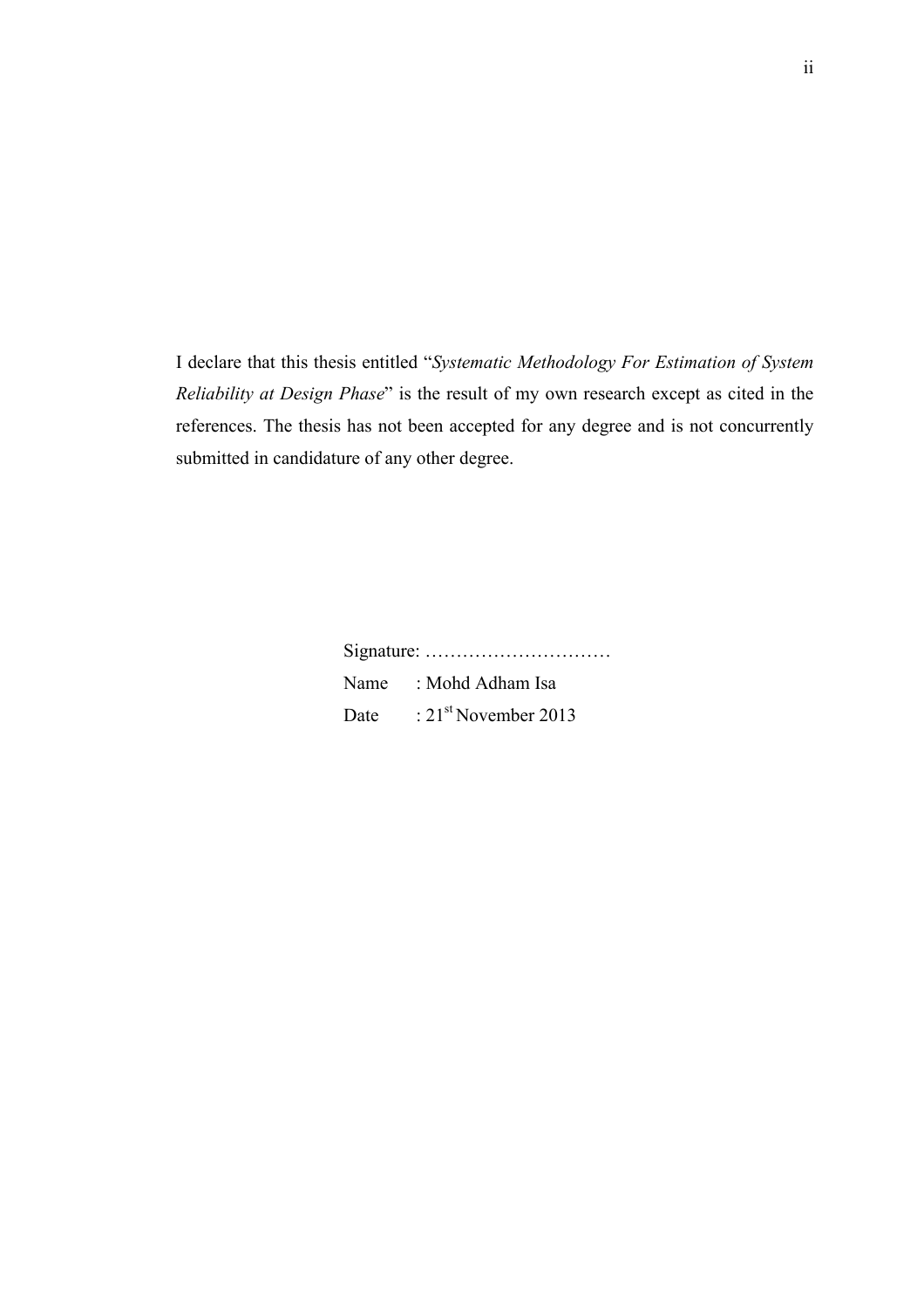I declare that this thesis entitled "*Systematic Methodology For Estimation of System Reliability at Design Phase*" is the result of my own research except as cited in the references. The thesis has not been accepted for any degree and is not concurrently submitted in candidature of any other degree.

Signature: …………………………

Name : Mohd Adham Isa

Date : 21st November 2013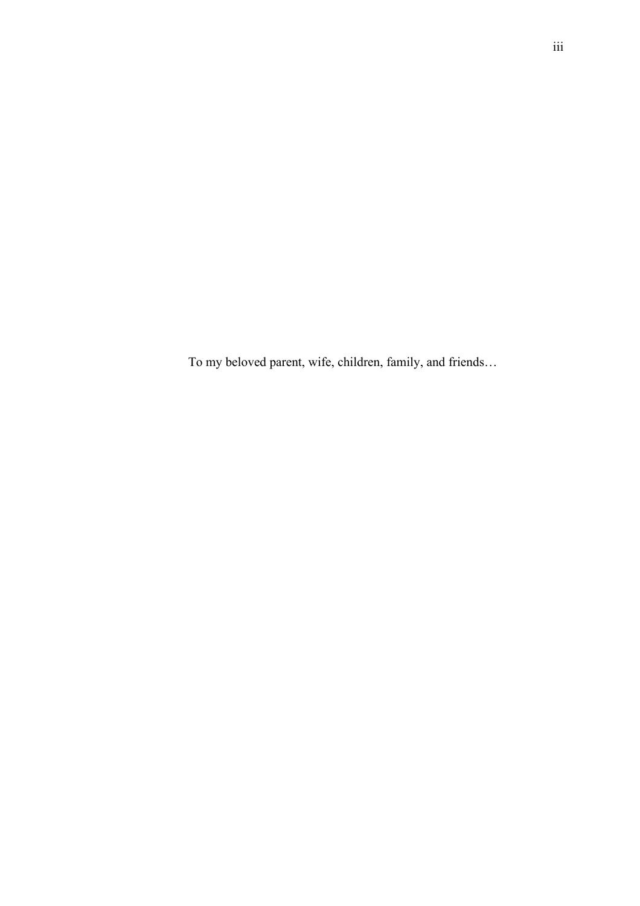To my beloved parent, wife, children, family, and friends…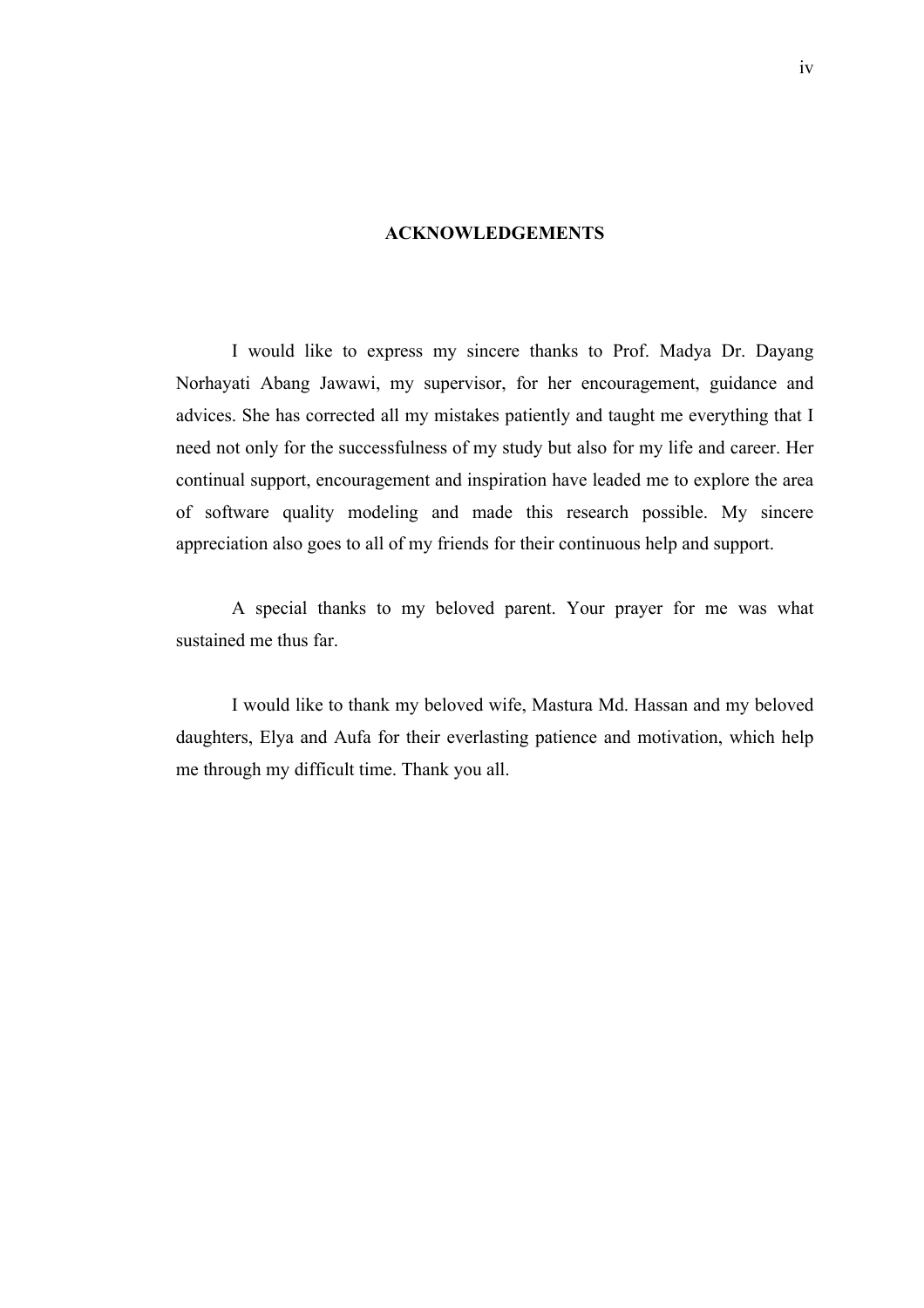# ACKNOWLEDGEMENTS

I would like to express my sincere thanks to Prof. Madya Dr. Dayang Norhayati Abang Jawawi, my supervisor, for her encouragement, guidance and advices. She has corrected all my mistakes patiently and taught me everything that I need not only for the successfulness of my study but also for my life and career. Her continual support, encouragement and inspiration have leaded me to explore the area of software quality modeling and made this research possible. My sincere appreciation also goes to all of my friends for their continuous help and support.

A special thanks to my beloved parent. Your prayer for me was what sustained me thus far.

I would like to thank my beloved wife, Mastura Md. Hassan and my beloved daughters, Elya and Aufa for their everlasting patience and motivation, which help me through my difficult time. Thank you all.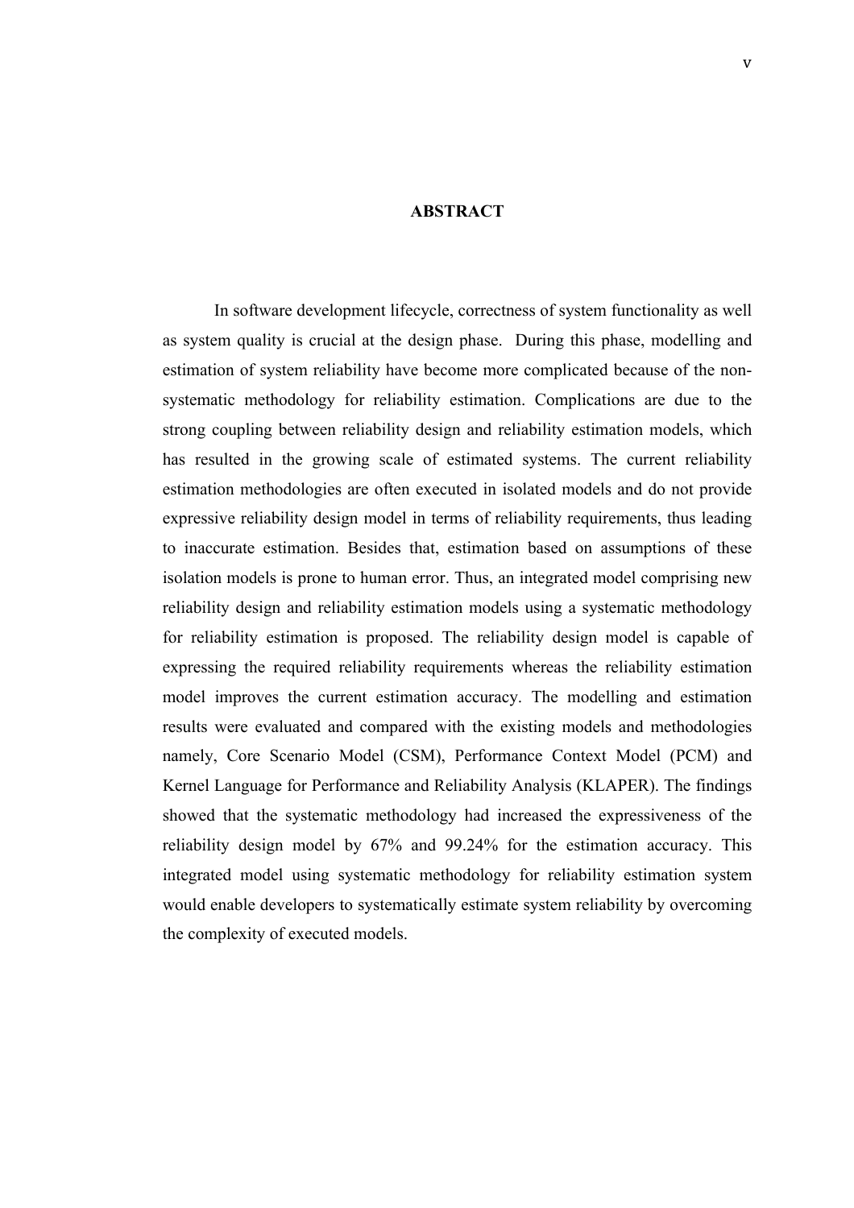# ABSTRACT

In software development lifecycle, correctness of system functionality as well as system quality is crucial at the design phase. During this phase, modelling and estimation of system reliability have become more complicated because of the non-systematic methodology for reliability estimation. Complications are due to the strong coupling between reliability design and reliability estimation models, which has resulted in the growing scale of estimated systems. The current reliability estimation methodologies are often executed in isolated models and do not provide expressive reliability design model in terms of reliability requirements, thus leading to inaccurate estimation. Besides that, estimation based on assumptions of these isolation models is prone to human error. Thus, an integrated model comprising new reliability design and reliability estimation models using a systematic methodology for reliability estimation is proposed. The reliability design model is capable of expressing the required reliability requirements whereas the reliability estimation model improves the current estimation accuracy. The modelling and estimation results were evaluated and compared with the existing models and methodologies namely, Core Scenario Model (CSM), Performance Context Model (PCM) and Kernel Language for Performance and Reliability Analysis (KLAPER). The findings showed that the systematic methodology had increased the expressiveness of the reliability design model by 67% and 99.24% for the estimation accuracy. This integrated model using systematic methodology for reliability estimation system would enable developers to systematically estimate system reliability by overcoming the complexity of executed models.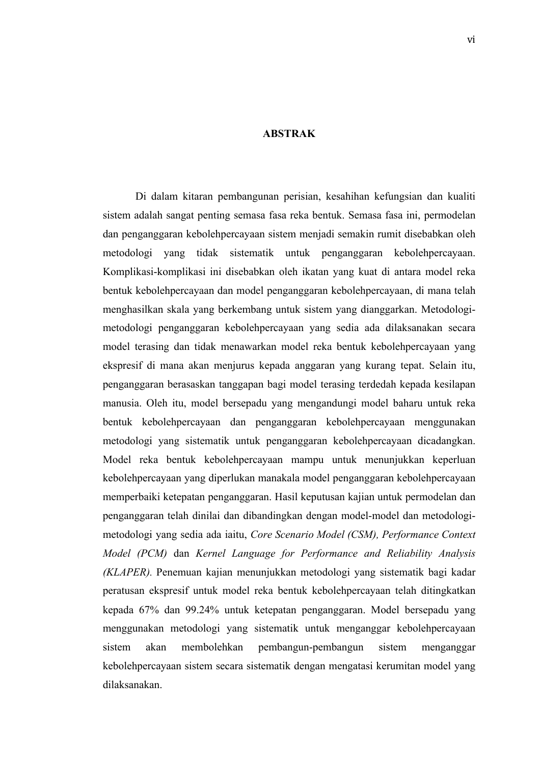# ABSTRAK

Di dalam kitaran pembangunan perisian, kesahihan kefungsian dan kualiti sistem adalah sangat penting semasa fasa reka bentuk. Semasa fasa ini, permodelan dan penganggaran kebolehpercayaan sistem menjadi semakin rumit disebabkan oleh metodologi yang tidak sistematik untuk penganggaran kebolehpercayaan. Komplikasi-komplikasi ini disebabkan oleh ikatan yang kuat di antara model reka bentuk kebolehpercayaan dan model penganggaran kebolehpercayaan, di mana telah menghasilkan skala yang berkembang untuk sistem yang dianggarkan. Metodologi-metodologi penganggaran kebolehpercayaan yang sedia ada dilaksanakan secara model terasing dan tidak menawarkan model reka bentuk kebolehpercayaan yang ekspresif di mana akan menjurus kepada anggaran yang kurang tepat. Selain itu, penganggaran berasaskan tanggapan bagi model terasing terdedah kepada kesilapan manusia. Oleh itu, model bersepadu yang mengandungi model baharu untuk reka bentuk kebolehpercayaan dan penganggaran kebolehpercayaan menggunakan metodologi yang sistematik untuk penganggaran kebolehpercayaan dicadangkan. Model reka bentuk kebolehpercayaan mampu untuk menunjukkan keperluan kebolehpercayaan yang diperlukan manakala model penganggaran kebolehpercayaan memperbaiki ketepatan penganggaran. Hasil keputusan kajian untuk permodelan dan penganggaran telah dinilai dan dibandingkan dengan model-model dan metodologi-metodologi yang sedia ada iaitu, *Core Scenario Model (CSM), Performance Context Model (PCM)* dan *Kernel Language for Performance and Reliability Analysis (KLAPER).* Penemuan kajian menunjukkan metodologi yang sistematik bagi kadar peratusan ekspresif untuk model reka bentuk kebolehpercayaan telah ditingkatkan kepada 67% dan 99.24% untuk ketepatan penganggaran. Model bersepadu yang menggunakan metodologi yang sistematik untuk menganggar kebolehpercayaan sistem akan membolehkan pembangun-pembangun sistem menganggar kebolehpercayaan sistem secara sistematik dengan mengatasi kerumitan model yang dilaksanakan.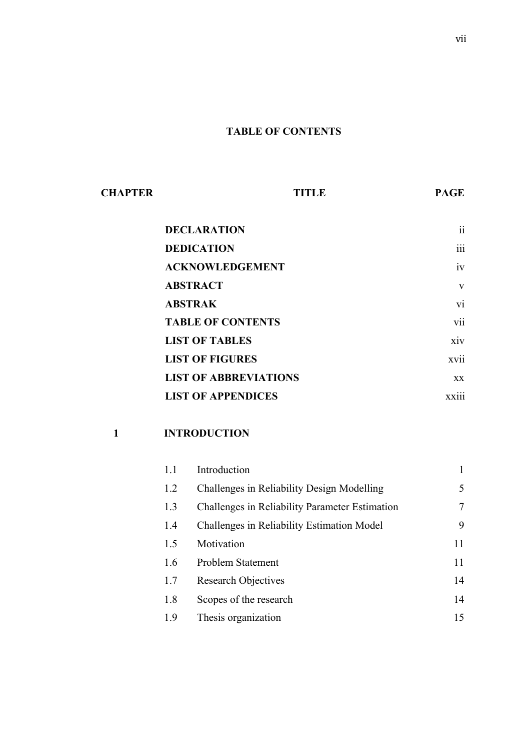# TABLE OF CONTENTS

| CHAPTER | TITLE | | PAGE |
|---|---|---|---|
| | **DECLARATION** | | ii |
| | **DEDICATION** | | iii |
| | **ACKNOWLEDGEMENT** | | iv |
| | **ABSTRACT** | | v |
| | **ABSTRAK** | | vi |
| | **TABLE OF CONTENTS** | | vii |
| | **LIST OF TABLES** | | xiv |
| | **LIST OF FIGURES** | | xvii |
| | **LIST OF ABBREVIATIONS** | | xx |
| | **LIST OF APPENDICES** | | xxiii |
| **1** | **INTRODUCTION** | | |
| | 1.1 | Introduction | 1 |
| | 1.2 | Challenges in Reliability Design Modelling | 5 |
| | 1.3 | Challenges in Reliability Parameter Estimation | 7 |
| | 1.4 | Challenges in Reliability Estimation Model | 9 |
| | 1.5 | Motivation | 11 |
| | 1.6 | Problem Statement | 11 |
| | 1.7 | Research Objectives | 14 |
| | 1.8 | Scopes of the research | 14 |
| | 1.9 | Thesis organization | 15 |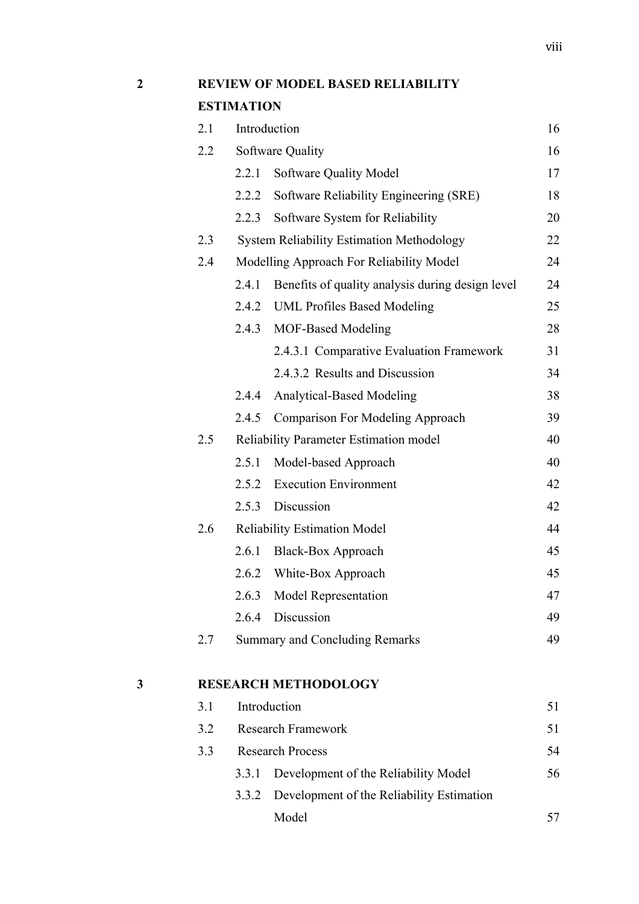| | | | |
|---|---|---|---|
| **2** | **REVIEW OF MODEL BASED RELIABILITY ESTIMATION** | | |
| | 2.1 | Introduction | 16 |
| | 2.2 | Software Quality | 16 |
| | | 2.2.1 Software Quality Model | 17 |
| | | 2.2.2 Software Reliability Engineering (SRE) | 18 |
| | | 2.2.3 Software System for Reliability | 20 |
| | 2.3 | System Reliability Estimation Methodology | 22 |
| | 2.4 | Modelling Approach For Reliability Model | 24 |
| | | 2.4.1 Benefits of quality analysis during design level | 24 |
| | | 2.4.2 UML Profiles Based Modeling | 25 |
| | | 2.4.3 MOF-Based Modeling | 28 |
| | | 2.4.3.1 Comparative Evaluation Framework | 31 |
| | | 2.4.3.2 Results and Discussion | 34 |
| | | 2.4.4 Analytical-Based Modeling | 38 |
| | | 2.4.5 Comparison For Modeling Approach | 39 |
| | 2.5 | Reliability Parameter Estimation model | 40 |
| | | 2.5.1 Model-based Approach | 40 |
| | | 2.5.2 Execution Environment | 42 |
| | | 2.5.3 Discussion | 42 |
| | 2.6 | Reliability Estimation Model | 44 |
| | | 2.6.1 Black-Box Approach | 45 |
| | | 2.6.2 White-Box Approach | 45 |
| | | 2.6.3 Model Representation | 47 |
| | | 2.6.4 Discussion | 49 |
| | 2.7 | Summary and Concluding Remarks | 49 |
| **3** | **RESEARCH METHODOLOGY** | | |
| | 3.1 | Introduction | 51 |
| | 3.2 | Research Framework | 51 |
| | 3.3 | Research Process | 54 |
| | | 3.3.1 Development of the Reliability Model | 56 |
| | | 3.3.2 Development of the Reliability Estimation Model | 57 |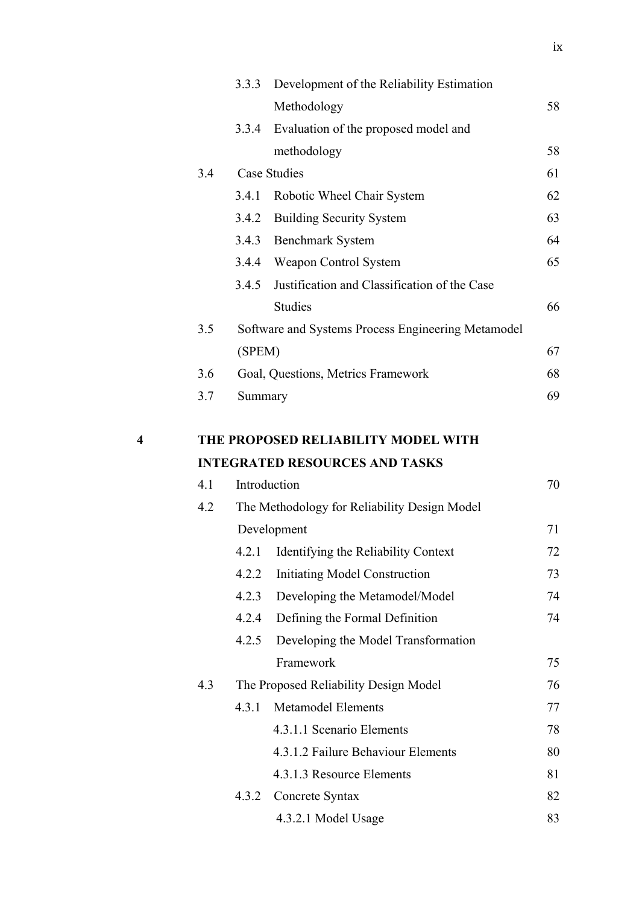| | | | |
|---|---|---|---|
| | 3.3.3 | Development of the Reliability Estimation Methodology | 58 |
| | 3.3.4 | Evaluation of the proposed model and methodology | 58 |
| 3.4 | | Case Studies | 61 |
| | 3.4.1 | Robotic Wheel Chair System | 62 |
| | 3.4.2 | Building Security System | 63 |
| | 3.4.3 | Benchmark System | 64 |
| | 3.4.4 | Weapon Control System | 65 |
| | 3.4.5 | Justification and Classification of the Case Studies | 66 |
| 3.5 | | Software and Systems Process Engineering Metamodel (SPEM) | 67 |
| 3.6 | | Goal, Questions, Metrics Framework | 68 |
| 3.7 | | Summary | 69 |

**4 THE PROPOSED RELIABILITY MODEL WITH INTEGRATED RESOURCES AND TASKS**

| | | | |
|---|---|---|---|
| 4.1 | | Introduction | 70 |
| 4.2 | | The Methodology for Reliability Design Model Development | 71 |
| | 4.2.1 | Identifying the Reliability Context | 72 |
| | 4.2.2 | Initiating Model Construction | 73 |
| | 4.2.3 | Developing the Metamodel/Model | 74 |
| | 4.2.4 | Defining the Formal Definition | 74 |
| | 4.2.5 | Developing the Model Transformation Framework | 75 |
| 4.3 | | The Proposed Reliability Design Model | 76 |
| | 4.3.1 | Metamodel Elements | 77 |
| | | 4.3.1.1 Scenario Elements | 78 |
| | | 4.3.1.2 Failure Behaviour Elements | 80 |
| | | 4.3.1.3 Resource Elements | 81 |
| | 4.3.2 | Concrete Syntax | 82 |
| | | 4.3.2.1 Model Usage | 83 |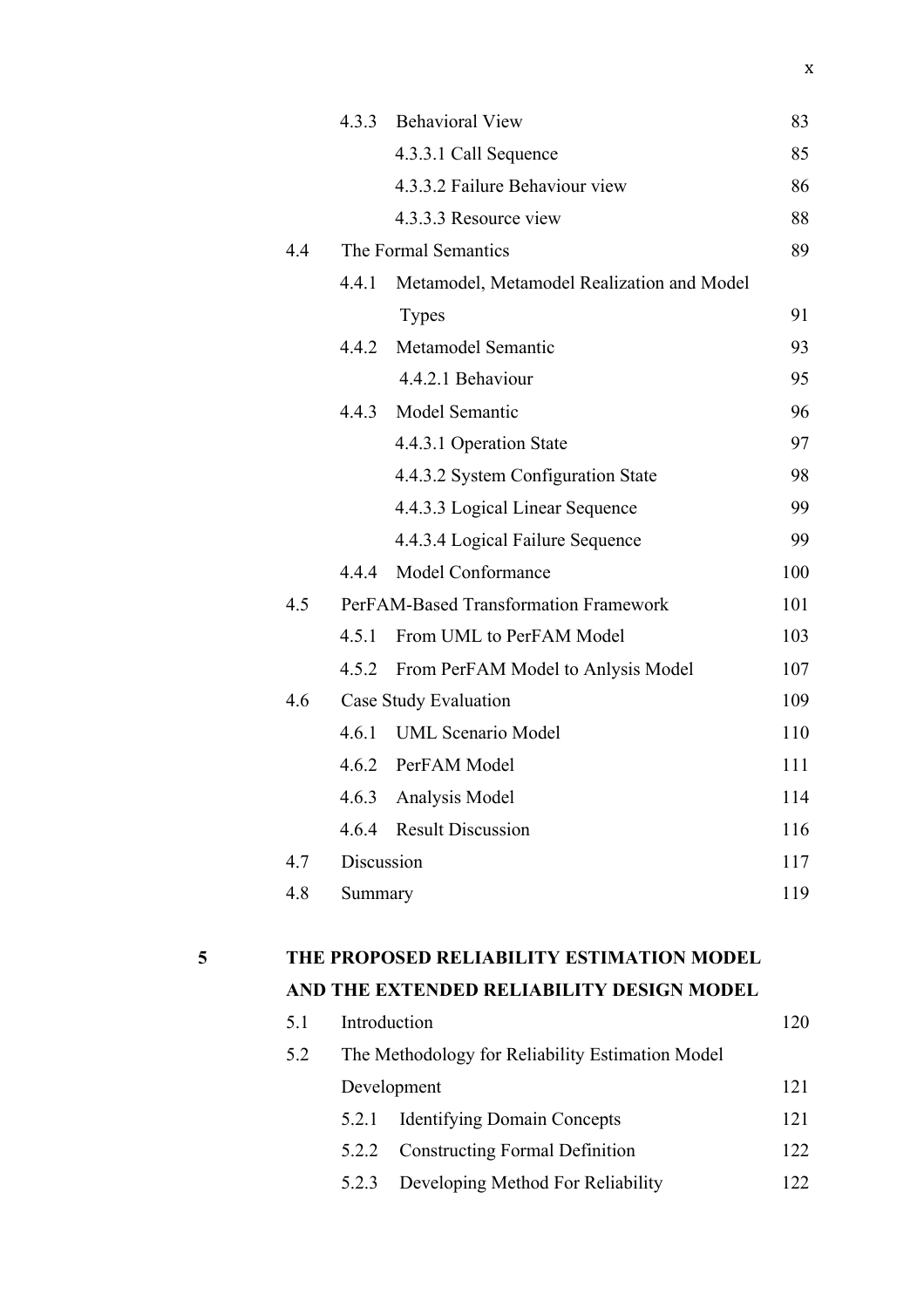| | | | |
|---|---|---|---|
| | 4.3.3 | Behavioral View | 83 |
| | | 4.3.3.1 Call Sequence | 85 |
| | | 4.3.3.2 Failure Behaviour view | 86 |
| | | 4.3.3.3 Resource view | 88 |
| | 4.4 | The Formal Semantics | 89 |
| | 4.4.1 | Metamodel, Metamodel Realization and Model Types | 91 |
| | 4.4.2 | Metamodel Semantic | 93 |
| | | 4.4.2.1 Behaviour | 95 |
| | 4.4.3 | Model Semantic | 96 |
| | | 4.4.3.1 Operation State | 97 |
| | | 4.4.3.2 System Configuration State | 98 |
| | | 4.4.3.3 Logical Linear Sequence | 99 |
| | | 4.4.3.4 Logical Failure Sequence | 99 |
| | 4.4.4 | Model Conformance | 100 |
| | 4.5 | PerFAM-Based Transformation Framework | 101 |
| | 4.5.1 | From UML to PerFAM Model | 103 |
| | 4.5.2 | From PerFAM Model to Anlysis Model | 107 |
| | 4.6 | Case Study Evaluation | 109 |
| | 4.6.1 | UML Scenario Model | 110 |
| | 4.6.2 | PerFAM Model | 111 |
| | 4.6.3 | Analysis Model | 114 |
| | 4.6.4 | Result Discussion | 116 |
| | 4.7 | Discussion | 117 |
| | 4.8 | Summary | 119 |
| **5** | **THE PROPOSED RELIABILITY ESTIMATION MODEL AND THE EXTENDED RELIABILITY DESIGN MODEL** | | |
| | 5.1 | Introduction | 120 |
| | 5.2 | The Methodology for Reliability Estimation Model Development | 121 |
| | 5.2.1 | Identifying Domain Concepts | 121 |
| | 5.2.2 | Constructing Formal Definition | 122 |
| | 5.2.3 | Developing Method For Reliability | 122 |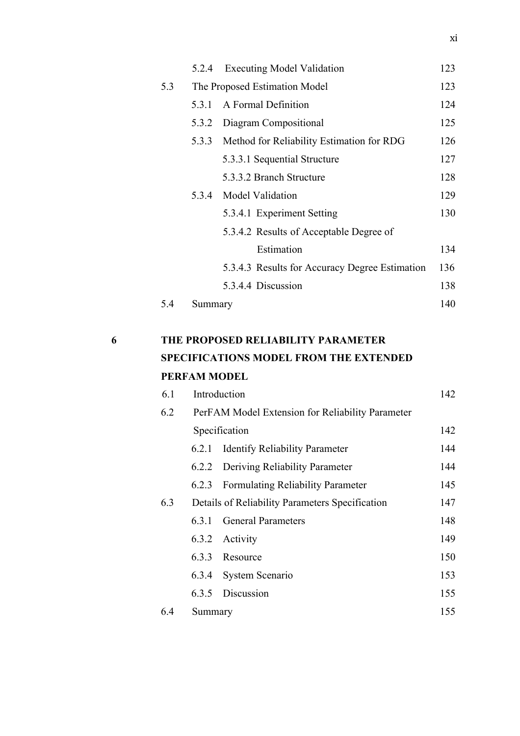| | | | |
|---|---|---|---|
| | | 5.2.4 Executing Model Validation | 123 |
| | 5.3 | The Proposed Estimation Model | 123 |
| | | 5.3.1 A Formal Definition | 124 |
| | | 5.3.2 Diagram Compositional | 125 |
| | | 5.3.3 Method for Reliability Estimation for RDG | 126 |
| | | 5.3.3.1 Sequential Structure | 127 |
| | | 5.3.3.2 Branch Structure | 128 |
| | | 5.3.4 Model Validation | 129 |
| | | 5.3.4.1 Experiment Setting | 130 |
| | | 5.3.4.2 Results of Acceptable Degree of Estimation | 134 |
| | | 5.3.4.3 Results for Accuracy Degree Estimation | 136 |
| | | 5.3.4.4 Discussion | 138 |
| | 5.4 | Summary | 140 |
| **6** | **THE PROPOSED RELIABILITY PARAMETER SPECIFICATIONS MODEL FROM THE EXTENDED PERFAM MODEL** | | |
| | 6.1 | Introduction | 142 |
| | 6.2 | PerFAM Model Extension for Reliability Parameter Specification | 142 |
| | | 6.2.1 Identify Reliability Parameter | 144 |
| | | 6.2.2 Deriving Reliability Parameter | 144 |
| | | 6.2.3 Formulating Reliability Parameter | 145 |
| | 6.3 | Details of Reliability Parameters Specification | 147 |
| | | 6.3.1 General Parameters | 148 |
| | | 6.3.2 Activity | 149 |
| | | 6.3.3 Resource | 150 |
| | | 6.3.4 System Scenario | 153 |
| | | 6.3.5 Discussion | 155 |
| | 6.4 | Summary | 155 |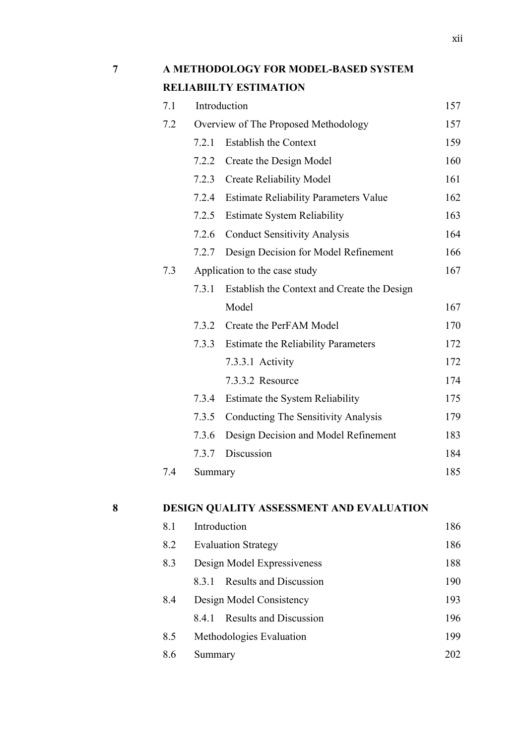| | | | |
|---|---|---|---|
| **7** | **A METHODOLOGY FOR MODEL-BASED SYSTEM RELIABIILTY ESTIMATION** | | |
| | 7.1 | Introduction | 157 |
| | 7.2 | Overview of The Proposed Methodology | 157 |
| | | 7.2.1 Establish the Context | 159 |
| | | 7.2.2 Create the Design Model | 160 |
| | | 7.2.3 Create Reliability Model | 161 |
| | | 7.2.4 Estimate Reliability Parameters Value | 162 |
| | | 7.2.5 Estimate System Reliability | 163 |
| | | 7.2.6 Conduct Sensitivity Analysis | 164 |
| | | 7.2.7 Design Decision for Model Refinement | 166 |
| | 7.3 | Application to the case study | 167 |
| | | 7.3.1 Establish the Context and Create the Design Model | 167 |
| | | 7.3.2 Create the PerFAM Model | 170 |
| | | 7.3.3 Estimate the Reliability Parameters | 172 |
| | | 7.3.3.1 Activity | 172 |
| | | 7.3.3.2 Resource | 174 |
| | | 7.3.4 Estimate the System Reliability | 175 |
| | | 7.3.5 Conducting The Sensitivity Analysis | 179 |
| | | 7.3.6 Design Decision and Model Refinement | 183 |
| | | 7.3.7 Discussion | 184 |
| | 7.4 | Summary | 185 |
| **8** | **DESIGN QUALITY ASSESSMENT AND EVALUATION** | | |
| | 8.1 | Introduction | 186 |
| | 8.2 | Evaluation Strategy | 186 |
| | 8.3 | Design Model Expressiveness | 188 |
| | | 8.3.1 Results and Discussion | 190 |
| | 8.4 | Design Model Consistency | 193 |
| | | 8.4.1 Results and Discussion | 196 |
| | 8.5 | Methodologies Evaluation | 199 |
| | 8.6 | Summary | 202 |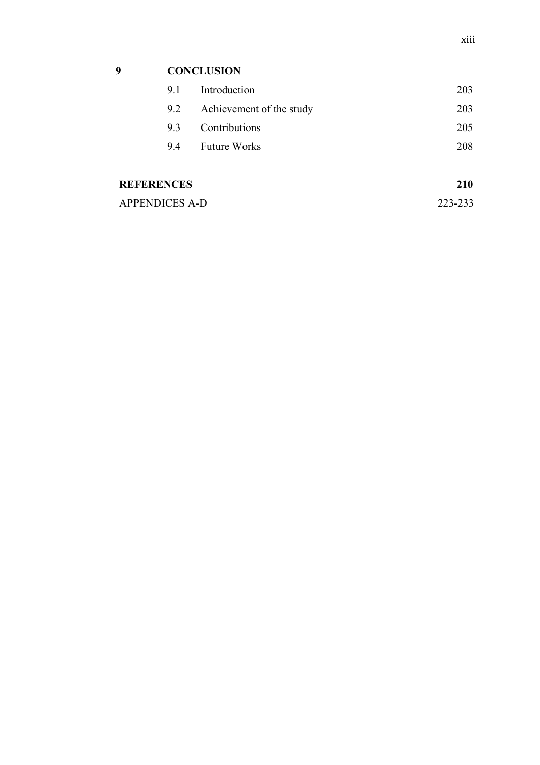| | | | |
|---|---|---|---|
| **9** | **CONCLUSION** | | |
| | 9.1 | Introduction | 203 |
| | 9.2 | Achievement of the study | 203 |
| | 9.3 | Contributions | 205 |
| | 9.4 | Future Works | 208 |
| **REFERENCES** | | | **210** |
| APPENDICES A-D | | | 223-233 |